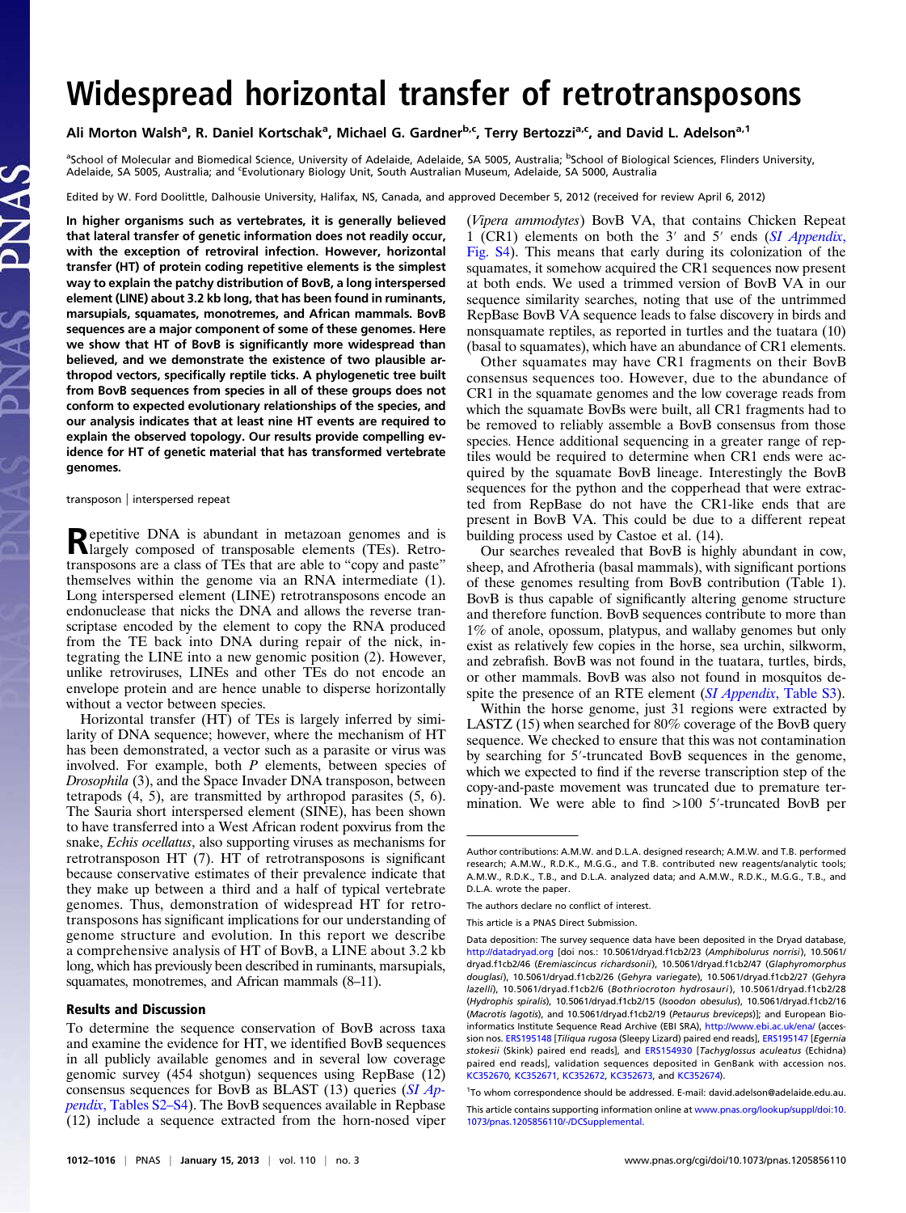# Widespread horizontal transfer of retrotransposons

Ali Morton Walsh[a], R. Daniel Kortschak[a], Michael G. Gardner[b,c], Terry Bertozzi[a,c], and David L. Adelson[a,1]

[a]School of Molecular and Biomedical Science, University of Adelaide, Adelaide, SA 5005, Australia; [b]School of Biological Sciences, Flinders University, Adelaide, SA 5005, Australia; and [c]Evolutionary Biology Unit, South Australian Museum, Adelaide, SA 5000, Australia

Edited by W. Ford Doolittle, Dalhousie University, Halifax, NS, Canada, and approved December 5, 2012 (received for review April 6, 2012)

**In higher organisms such as vertebrates, it is generally believed that lateral transfer of genetic information does not readily occur, with the exception of retroviral infection. However, horizontal transfer (HT) of protein coding repetitive elements is the simplest way to explain the patchy distribution of BovB, a long interspersed element (LINE) about 3.2 kb long, that has been found in ruminants, marsupials, squamates, monotremes, and African mammals. BovB sequences are a major component of some of these genomes. Here we show that HT of BovB is significantly more widespread than believed, and we demonstrate the existence of two plausible arthropod vectors, specifically reptile ticks. A phylogenetic tree built from BovB sequences from species in all of these groups does not conform to expected evolutionary relationships of the species, and our analysis indicates that at least nine HT events are required to explain the observed topology. Our results provide compelling evidence for HT of genetic material that has transformed vertebrate genomes.**

transposon | interspersed repeat

Repetitive DNA is abundant in metazoan genomes and is largely composed of transposable elements (TEs). Retrotransposons are a class of TEs that are able to "copy and paste" themselves within the genome via an RNA intermediate (1). Long interspersed element (LINE) retrotransposons encode an endonuclease that nicks the DNA and allows the reverse transcriptase encoded by the element to copy the RNA produced from the TE back into DNA during repair of the nick, integrating the LINE into a new genomic position (2). However, unlike retroviruses, LINEs and other TEs do not encode an envelope protein and are hence unable to disperse horizontally without a vector between species.

Horizontal transfer (HT) of TEs is largely inferred by similarity of DNA sequence; however, where the mechanism of HT has been demonstrated, a vector such as a parasite or virus was involved. For example, both *P* elements, between species of *Drosophila* (3), and the Space Invader DNA transposon, between tetrapods (4, 5), are transmitted by arthropod parasites (5, 6). The Sauria short interspersed element (SINE), has been shown to have transferred into a West African rodent poxvirus from the snake, *Echis ocellatus*, also supporting viruses as mechanisms for retrotransposon HT (7). HT of retrotransposons is significant because conservative estimates of their prevalence indicate that they make up between a third and a half of typical vertebrate genomes. Thus, demonstration of widespread HT for retrotransposons has significant implications for our understanding of genome structure and evolution. In this report we describe a comprehensive analysis of HT of BovB, a LINE about 3.2 kb long, which has previously been described in ruminants, marsupials, squamates, monotremes, and African mammals (8–11).

## Results and Discussion

To determine the sequence conservation of BovB across taxa and examine the evidence for HT, we identified BovB sequences in all publicly available genomes and in several low coverage genomic survey (454 shotgun) sequences using RepBase (12) consensus sequences for BovB as BLAST (13) queries (*SI Appendix*, Tables S2–S4). The BovB sequences available in Repbase (12) include a sequence extracted from the horn-nosed viper (*Vipera ammodytes*) BovB VA, that contains Chicken Repeat 1 (CR1) elements on both the 3′ and 5′ ends (*SI Appendix*, Fig. S4). This means that early during its colonization of the squamates, it somehow acquired the CR1 sequences now present at both ends. We used a trimmed version of BovB VA in our sequence similarity searches, noting that use of the untrimmed RepBase BovB VA sequence leads to false discovery in birds and nonsquamate reptiles, as reported in turtles and the tuatara (10) (basal to squamates), which have an abundance of CR1 elements.

Other squamates may have CR1 fragments on their BovB consensus sequences too. However, due to the abundance of CR1 in the squamate genomes and the low coverage reads from which the squamate BovBs were built, all CR1 fragments had to be removed to reliably assemble a BovB consensus from those species. Hence additional sequencing in a greater range of reptiles would be required to determine when CR1 ends were acquired by the squamate BovB lineage. Interestingly the BovB sequences for the python and the copperhead that were extracted from RepBase do not have the CR1-like ends that are present in BovB VA. This could be due to a different repeat building process used by Castoe et al. (14).

Our searches revealed that BovB is highly abundant in cow, sheep, and Afrotheria (basal mammals), with significant portions of these genomes resulting from BovB contribution (Table 1). BovB is thus capable of significantly altering genome structure and therefore function. BovB sequences contribute to more than 1% of anole, opossum, platypus, and wallaby genomes but only exist as relatively few copies in the horse, sea urchin, silkworm, and zebrafish. BovB was not found in the tuatara, turtles, birds, or other mammals. BovB was also not found in mosquitos despite the presence of an RTE element (*SI Appendix*, Table S3).

Within the horse genome, just 31 regions were extracted by LASTZ (15) when searched for 80% coverage of the BovB query sequence. We checked to ensure that this was not contamination by searching for 5′-truncated BovB sequences in the genome, which we expected to find if the reverse transcription step of the copy-and-paste movement was truncated due to premature termination. We were able to find >100 5′-truncated BovB per

---

Author contributions: A.M.W. and D.L.A. designed research; A.M.W. and T.B. performed research; A.M.W., R.D.K., M.G.G., and T.B. contributed new reagents/analytic tools; A.M.W., R.D.K., T.B., and D.L.A. analyzed data; and A.M.W., R.D.K., M.G.G., T.B., and D.L.A. wrote the paper.

The authors declare no conflict of interest.

This article is a PNAS Direct Submission.

Data deposition: The survey sequence data have been deposited in the Dryad database, http://datadryad.org [doi nos.: 10.5061/dryad.f1cb2/23 (*Amphibolurus norrisi*), 10.5061/dryad.f1cb2/46 (*Eremiascincus richardsonii*), 10.5061/dryad.f1cb2/47 (*Glaphyromorphus douglasi*), 10.5061/dryad.f1cb2/26 (*Gehyra variegate*), 10.5061/dryad.f1cb2/27 (*Gehyra lazelli*), 10.5061/dryad.f1cb2/6 (*Bothriocroton hydrosauri*), 10.5061/dryad.f1cb2/28 (*Hydrophis spiralis*), 10.5061/dryad.f1cb2/15 (*Isoodon obesulus*), 10.5061/dryad.f1cb2/16 (*Macrotis lagotis*), and 10.5061/dryad.f1cb2/19 (*Petaurus breviceps*)]; and European Bioinformatics Institute Sequence Read Archive (EBI SRA), http://www.ebi.ac.uk/ena/ (accession nos. ERS195148 [*Tiliqua rugosa* (Sleepy Lizard) paired end reads], ERS195147 [*Egernia stokesii* (Skink) paired end reads], and ERS154930 [*Tachyglossus aculeatus* (Echidna) paired end reads], validation sequences deposited in GenBank with accession nos. KC352670, KC352671, KC352672, KC352673, and KC352674).

[1]To whom correspondence should be addressed. E-mail: david.adelson@adelaide.edu.au.

This article contains supporting information online at www.pnas.org/lookup/suppl/doi:10.1073/pnas.1205856110/-/DCSupplemental.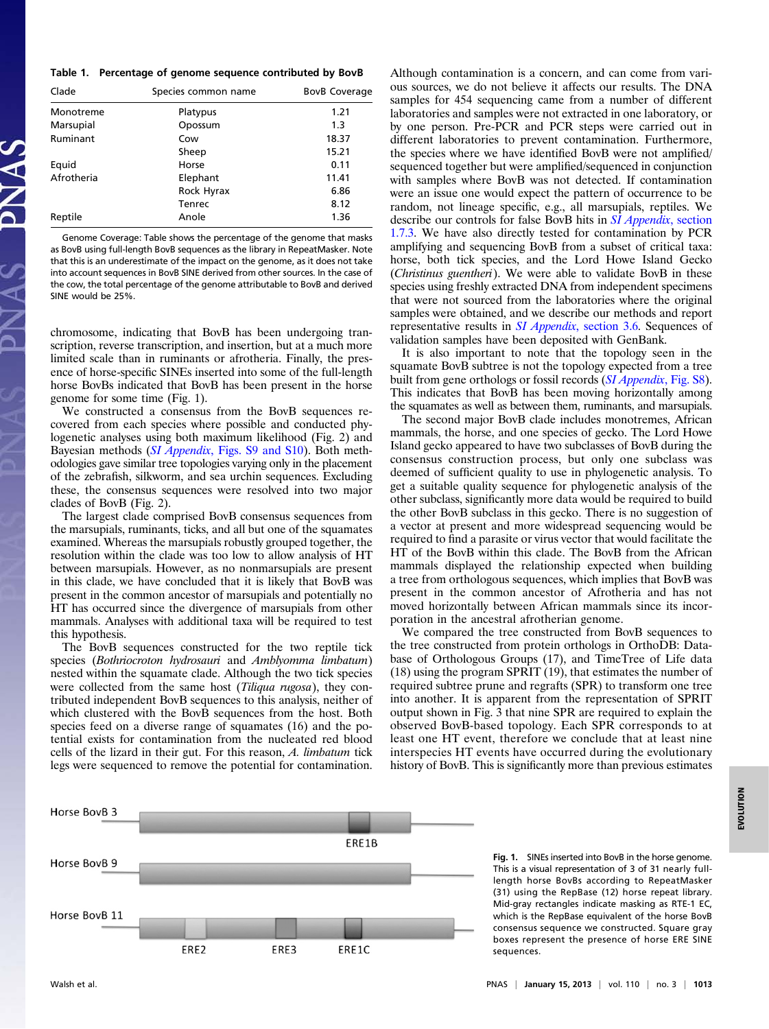**Table 1. Percentage of genome sequence contributed by BovB**

| Clade | Species common name | BovB Coverage |
| --- | --- | --- |
| Monotreme | Platypus | 1.21 |
| Marsupial | Opossum | 1.3 |
| Ruminant | Cow | 18.37 |
| | Sheep | 15.21 |
| Equid | Horse | 0.11 |
| Afrotheria | Elephant | 11.41 |
| | Rock Hyrax | 6.86 |
| | Tenrec | 8.12 |
| Reptile | Anole | 1.36 |

Genome Coverage: Table shows the percentage of the genome that masks as BovB using full-length BovB sequences as the library in RepeatMasker. Note that this is an underestimate of the impact on the genome, as it does not take into account sequences in BovB SINE derived from other sources. In the case of the cow, the total percentage of the genome attributable to BovB and derived SINE would be 25%.

chromosome, indicating that BovB has been undergoing transcription, reverse transcription, and insertion, but at a much more limited scale than in ruminants or afrotheria. Finally, the presence of horse-specific SINEs inserted into some of the full-length horse BovBs indicated that BovB has been present in the horse genome for some time (Fig. 1).

We constructed a consensus from the BovB sequences recovered from each species where possible and conducted phylogenetic analyses using both maximum likelihood (Fig. 2) and Bayesian methods (*SI Appendix*, Figs. S9 and S10). Both methodologies gave similar tree topologies varying only in the placement of the zebrafish, silkworm, and sea urchin sequences. Excluding these, the consensus sequences were resolved into two major clades of BovB (Fig. 2).

The largest clade comprised BovB consensus sequences from the marsupials, ruminants, ticks, and all but one of the squamates examined. Whereas the marsupials robustly grouped together, the resolution within the clade was too low to allow analysis of HT between marsupials. However, as no nonmarsupials are present in this clade, we have concluded that it is likely that BovB was present in the common ancestor of marsupials and potentially no HT has occurred since the divergence of marsupials from other mammals. Analyses with additional taxa will be required to test this hypothesis.

The BovB sequences constructed for the two reptile tick species (*Bothriocroton hydrosauri* and *Amblyomma limbatum*) nested within the squamate clade. Although the two tick species were collected from the same host (*Tiliqua rugosa*), they contributed independent BovB sequences to this analysis, neither of which clustered with the BovB sequences from the host. Both species feed on a diverse range of squamates (16) and the potential exists for contamination from the nucleated red blood cells of the lizard in their gut. For this reason, *A. limbatum* tick legs were sequenced to remove the potential for contamination. Although contamination is a concern, and can come from various sources, we do not believe it affects our results. The DNA samples for 454 sequencing came from a number of different laboratories and samples were not extracted in one laboratory, or by one person. Pre-PCR and PCR steps were carried out in different laboratories to prevent contamination. Furthermore, the species where we have identified BovB were not amplified/sequenced together but were amplified/sequenced in conjunction with samples where BovB was not detected. If contamination were an issue one would expect the pattern of occurrence to be random, not lineage specific, e.g., all marsupials, reptiles. We describe our controls for false BovB hits in *SI Appendix*, section 1.7.3. We have also directly tested for contamination by PCR amplifying and sequencing BovB from a subset of critical taxa: horse, both tick species, and the Lord Howe Island Gecko (*Christinus guentheri*). We were able to validate BovB in these species using freshly extracted DNA from independent specimens that were not sourced from the laboratories where the original samples were obtained, and we describe our methods and report representative results in *SI Appendix*, section 3.6. Sequences of validation samples have been deposited with GenBank.

It is also important to note that the topology seen in the squamate BovB subtree is not the topology expected from a tree built from gene orthologs or fossil records (*SI Appendix*, Fig. S8). This indicates that BovB has been moving horizontally among the squamates as well as between them, ruminants, and marsupials.

The second major BovB clade includes monotremes, African mammals, the horse, and one species of gecko. The Lord Howe Island gecko appeared to have two subclasses of BovB during the consensus construction process, but only one subclass was deemed of sufficient quality to use in phylogenetic analysis. To get a suitable quality sequence for phylogenetic analysis of the other subclass, significantly more data would be required to build the other BovB subclass in this gecko. There is no suggestion of a vector at present and more widespread sequencing would be required to find a parasite or virus vector that would facilitate the HT of the BovB within this clade. The BovB from the African mammals displayed the relationship expected when building a tree from orthologous sequences, which implies that BovB was present in the common ancestor of Afrotheria and has not moved horizontally between African mammals since its incorporation in the ancestral afrotherian genome.

We compared the tree constructed from BovB sequences to the tree constructed from protein orthologs in OrthoDB: Database of Orthologous Groups (17), and TimeTree of Life data (18) using the program SPRIT (19), that estimates the number of required subtree prune and regrafts (SPR) to transform one tree into another. It is apparent from the representation of SPRIT output shown in Fig. 3 that nine SPR are required to explain the observed BovB-based topology. Each SPR corresponds to at least one HT event, therefore we conclude that at least nine interspecies HT events have occurred during the evolutionary history of BovB. This is significantly more than previous estimates

**Fig. 1.** SINEs inserted into BovB in the horse genome. This is a visual representation of 3 of 31 nearly full-length horse BovBs according to RepeatMasker (31) using the RepBase (12) horse repeat library. Mid-gray rectangles indicate masking as RTE-1 EC, which is the RepBase equivalent of the horse BovB consensus sequence we constructed. Square gray boxes represent the presence of horse ERE SINE sequences.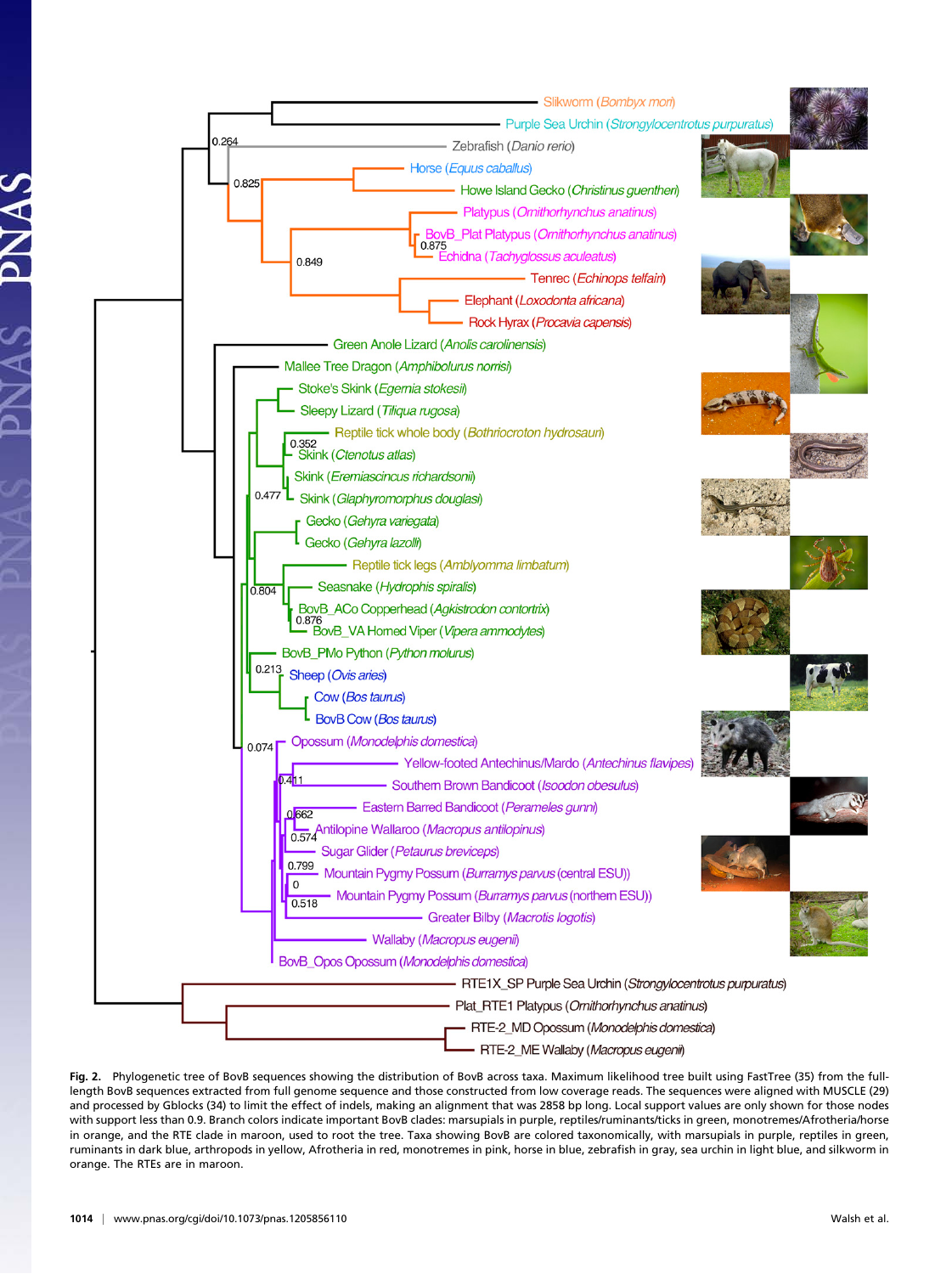Fig. 2. Phylogenetic tree of BovB sequences showing the distribution of BovB across taxa. Maximum likelihood tree built using FastTree (35) from the full-length BovB sequences extracted from full genome sequence and those constructed from low coverage reads. The sequences were aligned with MUSCLE (29) and processed by Gblocks (34) to limit the effect of indels, making an alignment that was 2858 bp long. Local support values are only shown for those nodes with support less than 0.9. Branch colors indicate important BovB clades: marsupials in purple, reptiles/ruminants/ticks in green, monotremes/Afrotheria/horse in orange, and the RTE clade in maroon, used to root the tree. Taxa showing BovB are colored taxonomically, with marsupials in purple, reptiles in green, ruminants in dark blue, arthropods in yellow, Afrotheria in red, monotremes in pink, horse in blue, zebrafish in gray, sea urchin in light blue, and silkworm in orange. The RTEs are in maroon.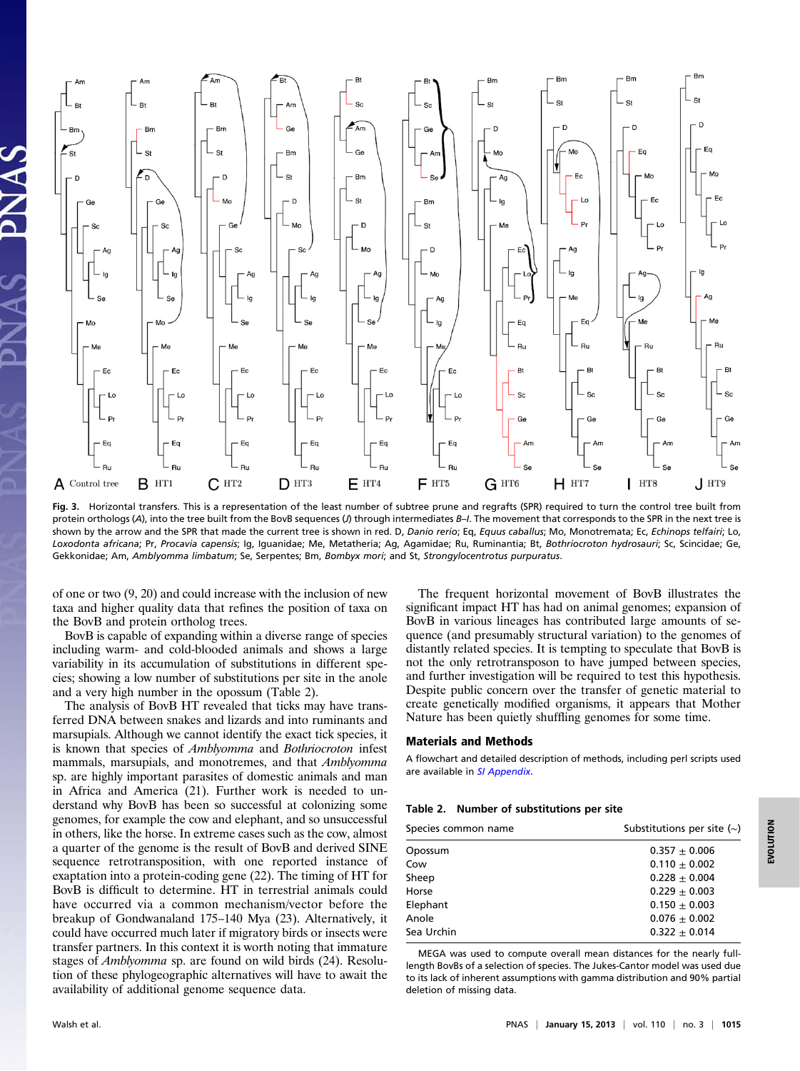**Fig. 3.** Horizontal transfers. This is a representation of the least number of subtree prune and regrafts (SPR) required to turn the control tree built from protein orthologs (*A*), into the tree built from the BovB sequences (*J*) through intermediates *B*–*I*. The movement that corresponds to the SPR in the next tree is shown by the arrow and the SPR that made the current tree is shown in red. D, *Danio rerio*; Eq, *Equus caballus*; Mo, Monotremata; Ec, *Echinops telfairi*; Lo, *Loxodonta africana*; Pr, *Procavia capensis*; Ig, Iguanidae; Me, Metatheria; Ag, Agamidae; Ru, Ruminantia; Bt, *Bothriocroton hydrosauri*; Sc, Scincidae; Ge, Gekkonidae; Am, *Amblyomma limbatum*; Se, Serpentes; Bm, *Bombyx mori*; and St, *Strongylocentrotus purpuratus*.

of one or two (9, 20) and could increase with the inclusion of new taxa and higher quality data that refines the position of taxa on the BovB and protein orthology trees.

BovB is capable of expanding within a diverse range of species including warm- and cold-blooded animals and shows a large variability in its accumulation of substitutions in different species; showing a low number of substitutions per site in the anole and a very high number in the opossum (Table 2).

The analysis of BovB HT revealed that ticks may have transferred DNA between snakes and lizards and into ruminants and marsupials. Although we cannot identify the exact tick species, it is known that species of *Amblyomma* and *Bothriocroton* infest mammals, marsupials, and monotremes, and that *Amblyomma* sp. are highly important parasites of domestic animals and man in Africa and America (21). Further work is needed to understand why BovB has been so successful at colonizing some genomes, for example the cow and elephant, and so unsuccessful in others, like the horse. In extreme cases such as the cow, almost a quarter of the genome is the result of BovB and derived SINE sequence retrotransposition, with one reported instance of exaptation into a protein-coding gene (22). The timing of HT for BovB is difficult to determine. HT in terrestrial animals could have occurred via a common mechanism/vector before the breakup of Gondwanaland 175–140 Mya (23). Alternatively, it could have occurred much later if migratory birds or insects were transfer partners. In this context it is worth noting that immature stages of *Amblyomma* sp. are found on wild birds (24). Resolution of these phylogeographic alternatives will have to await the availability of additional genome sequence data.

The frequent horizontal movement of BovB illustrates the significant impact HT has had on animal genomes; expansion of BovB in various lineages has contributed large amounts of sequence (and presumably structural variation) to the genomes of distantly related species. It is tempting to speculate that BovB is not the only retrotransposon to have jumped between species, and further investigation will be required to test this hypothesis. Despite public concern over the transfer of genetic material to create genetically modified organisms, it appears that Mother Nature has been quietly shuffling genomes for some time.

## Materials and Methods

A flowchart and detailed description of methods, including perl scripts used are available in *SI Appendix*.

**Table 2. Number of substitutions per site**

| Species common name | Substitutions per site (~) |
|---|---|
| Opossum | $0.357 \pm 0.006$ |
| Cow | $0.110 \pm 0.002$ |
| Sheep | $0.228 \pm 0.004$ |
| Horse | $0.229 \pm 0.003$ |
| Elephant | $0.150 \pm 0.003$ |
| Anole | $0.076 \pm 0.002$ |
| Sea Urchin | $0.322 \pm 0.014$ |

MEGA was used to compute overall mean distances for the nearly full-length BovBs of a selection of species. The Jukes-Cantor model was used due to its lack of inherent assumptions with gamma distribution and 90% partial deletion of missing data.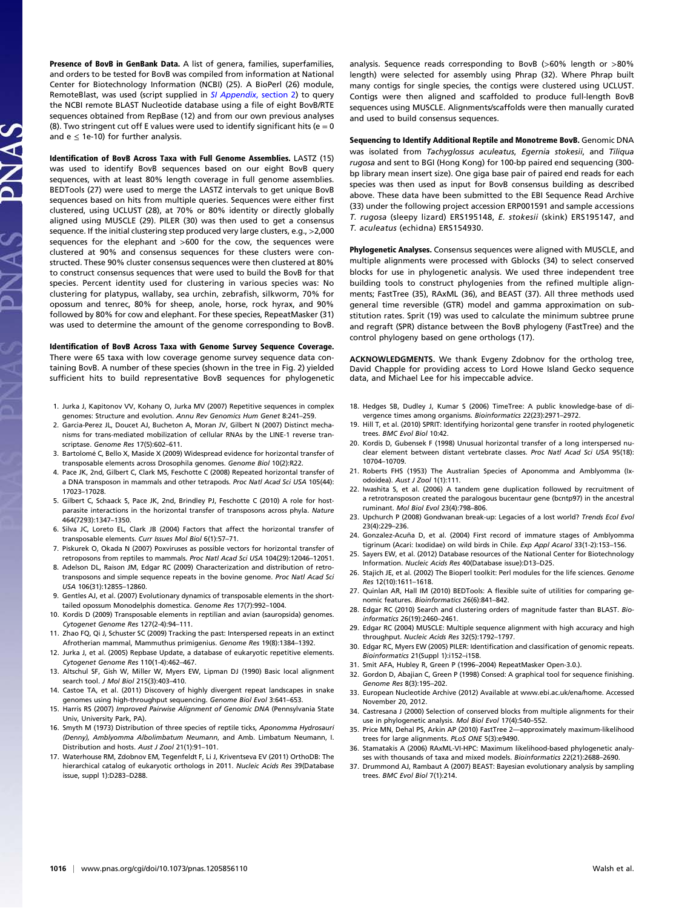**Presence of BovB in GenBank Data.** A list of genera, families, superfamilies, and orders to be tested for BovB was compiled from information at National Center for Biotechnology Information (NCBI) (25). A BioPerl (26) module, RemoteBlast, was used (script supplied in *SI Appendix*, section 2) to query the NCBI remote BLAST Nucleotide database using a file of eight BovB/RTE sequences obtained from RepBase (12) and from our own previous analyses (8). Two stringent cut off E values were used to identify significant hits ($e = 0$ and $e \leq 1e\text{-}10$) for further analysis.

**Identification of BovB Across Taxa with Full Genome Assemblies.** LASTZ (15) was used to identify BovB sequences based on our eight BovB query sequences, with at least 80% length coverage in full genome assemblies. BEDTools (27) were used to merge the LASTZ intervals to get unique BovB sequences based on hits from multiple queries. Sequences were either first clustered, using UCLUST (28), at 70% or 80% identity or directly globally aligned using MUSCLE (29). PILER (30) was then used to get a consensus sequence. If the initial clustering step produced very large clusters, e.g., >2,000 sequences for the elephant and >600 for the cow, the sequences were clustered at 90% and consensus sequences for these clusters were constructed. These 90% cluster consensus sequences were then clustered at 80% to construct consensus sequences that were used to build the BovB for that species. Percent identity used for clustering in various species was: No clustering for platypus, wallaby, sea urchin, zebrafish, silkworm, 70% for opossum and tenrec, 80% for sheep, anole, horse, rock hyrax, and 90% followed by 80% for cow and elephant. For these species, RepeatMasker (31) was used to determine the amount of the genome corresponding to BovB.

**Identification of BovB Across Taxa with Genome Survey Sequence Coverage.** There were 65 taxa with low coverage genome survey sequence data containing BovB. A number of these species (shown in the tree in Fig. 2) yielded sufficient hits to build representative BovB sequences for phylogenetic analysis. Sequence reads corresponding to BovB (>60% length or >80% length) were selected for assembly using Phrap (32). Where Phrap built many contigs for single species, the contigs were clustered using UCLUST. Contigs were then aligned and scaffolded to produce full-length BovB sequences using MUSCLE. Alignments/scaffolds were then manually curated and used to build consensus sequences.

**Sequencing to Identify Additional Reptile and Monotreme BovB.** Genomic DNA was isolated from *Tachyglossus aculeatus*, *Egernia stokesii*, and *Tiliqua rugosa* and sent to BGI (Hong Kong) for 100-bp paired end sequencing (300-bp library mean insert size). One giga base pair of paired end reads for each species was then used as input for BovB consensus building as described above. These data have been submitted to the EBI Sequence Read Archive (33) under the following project accession ERP001591 and sample accessions *T. rugosa* (sleepy lizard) ERS195148, *E. stokesii* (skink) ERS195147, and *T. aculeatus* (echidna) ERS154930.

**Phylogenetic Analyses.** Consensus sequences were aligned with MUSCLE, and multiple alignments were processed with Gblocks (34) to select conserved blocks for use in phylogenetic analysis. We used three independent tree building tools to construct phylogenies from the refined multiple alignments; FastTree (35), RAxML (36), and BEAST (37). All three methods used general time reversible (GTR) model and gamma approximation on substitution rates. Sprit (19) was used to calculate the minimum subtree prune and regraft (SPR) distance between the BovB phylogeny (FastTree) and the control phylogeny based on gene orthologs (17).

**ACKNOWLEDGMENTS.** We thank Evgeny Zdobnov for the ortholog tree, David Chapple for providing access to Lord Howe Island Gecko sequence data, and Michael Lee for his impeccable advice.

1. Jurka J, Kapitonov VV, Kohany O, Jurka MV (2007) Repetitive sequences in complex genomes: Structure and evolution. *Annu Rev Genomics Hum Genet* 8:241–259.
2. Garcia-Perez JL, Doucet AJ, Bucheton A, Moran JV, Gilbert N (2007) Distinct mechanisms for trans-mediated mobilization of cellular RNAs by the LINE-1 reverse transcriptase. *Genome Res* 17(5):602–611.
3. Bartolomé C, Bello X, Maside X (2009) Widespread evidence for horizontal transfer of transposable elements across Drosophila genomes. *Genome Biol* 10(2):R22.
4. Pace JK, 2nd, Gilbert C, Clark MS, Feschotte C (2008) Repeated horizontal transfer of a DNA transposon in mammals and other tetrapods. *Proc Natl Acad Sci USA* 105(44): 17023–17028.
5. Gilbert C, Schaack S, Pace JK, 2nd, Brindley PJ, Feschotte C (2010) A role for host-parasite interactions in the horizontal transfer of transposons across phyla. *Nature* 464(7293):1347–1350.
6. Silva JC, Loreto EL, Clark JB (2004) Factors that affect the horizontal transfer of transposable elements. *Curr Issues Mol Biol* 6(1):57–71.
7. Piskurek O, Okada N (2007) Poxviruses as possible vectors for horizontal transfer of retroposons from reptiles to mammals. *Proc Natl Acad Sci USA* 104(29):12046–12051.
8. Adelson DL, Raison JM, Edgar RC (2009) Characterization and distribution of retrotransposons and simple sequence repeats in the bovine genome. *Proc Natl Acad Sci USA* 106(31):12855–12860.
9. Gentles AJ, et al. (2007) Evolutionary dynamics of transposable elements in the short-tailed opossum Monodelphis domestica. *Genome Res* 17(7):992–1004.
10. Kordis D (2009) Transposable elements in reptilian and avian (sauropsida) genomes. *Cytogenet Genome Res* 127(2-4):94–111.
11. Zhao FQ, Qi J, Schuster SC (2009) Tracking the past: Interspersed repeats in an extinct Afrotherian mammal, Mammuthus primigenius. *Genome Res* 19(8):1384–1392.
12. Jurka J, et al. (2005) Repbase Update, a database of eukaryotic repetitive elements. *Cytogenet Genome Res* 110(1-4):462–467.
13. Altschul SF, Gish W, Miller W, Myers EW, Lipman DJ (1990) Basic local alignment search tool. *J Mol Biol* 215(3):403–410.
14. Castoe TA, et al. (2011) Discovery of highly divergent repeat landscapes in snake genomes using high-throughput sequencing. *Genome Biol Evol* 3:641–653.
15. Harris RS (2007) *Improved Pairwise Alignment of Genomic DNA* (Pennsylvania State Univ, University Park, PA).
16. Smyth M (1973) Distribution of three species of reptile ticks, *Aponomma Hydrosauri (Denny), Amblyomma Albolimbatum Neumann*, and Amb. Limbatum Neumann, I. Distribution and hosts. *Aust J Zool* 21(1):91–101.
17. Waterhouse RM, Zdobnov EM, Tegenfeldt F, Li J, Kriventseva EV (2011) OrthoDB: The hierarchical catalog of eukaryotic orthologs in 2011. *Nucleic Acids Res* 39(Database issue, suppl 1):D283–D288.
18. Hedges SB, Dudley J, Kumar S (2006) TimeTree: A public knowledge-base of divergence times among organisms. *Bioinformatics* 22(23):2971–2972.
19. Hill T, et al. (2010) SPRIT: Identifying horizontal gene transfer in rooted phylogenetic trees. *BMC Evol Biol* 10:42.
20. Kordis D, Gubensek F (1998) Unusual horizontal transfer of a long interspersed nuclear element between distant vertebrate classes. *Proc Natl Acad Sci USA* 95(18): 10704–10709.
21. Roberts FHS (1953) The Australian Species of Aponomma and Amblyomma (Ixodoidea). *Aust J Zool* 1(1):111.
22. Iwashita S, et al. (2006) A tandem gene duplication followed by recruitment of a retrotransposon created the paralogous bucentaur gene (bcntp97) in the ancestral ruminant. *Mol Biol Evol* 23(4):798–806.
23. Upchurch P (2008) Gondwanan break-up: Legacies of a lost world? *Trends Ecol Evol* 23(4):229–236.
24. Gonzalez-Acuña D, et al. (2004) First record of immature stages of Amblyomma tigrinum (Acari: Ixodidae) on wild birds in Chile. *Exp Appl Acarol* 33(1-2):153–156.
25. Sayers EW, et al. (2012) Database resources of the National Center for Biotechnology Information. *Nucleic Acids Res* 40(Database issue):D13–D25.
26. Stajich JE, et al. (2002) The Bioperl toolkit: Perl modules for the life sciences. *Genome Res* 12(10):1611–1618.
27. Quinlan AR, Hall IM (2010) BEDTools: A flexible suite of utilities for comparing genomic features. *Bioinformatics* 26(6):841–842.
28. Edgar RC (2010) Search and clustering orders of magnitude faster than BLAST. *Bioinformatics* 26(19):2460–2461.
29. Edgar RC (2004) MUSCLE: Multiple sequence alignment with high accuracy and high throughput. *Nucleic Acids Res* 32(5):1792–1797.
30. Edgar RC, Myers EW (2005) PILER: Identification and classification of genomic repeats. *Bioinformatics* 21(Suppl 1):i152–i158.
31. Smit AFA, Hubley R, Green P (1996–2004) RepeatMasker Open-3.0.).
32. Gordon D, Abajian C, Green P (1998) Consed: A graphical tool for sequence finishing. *Genome Res* 8(3):195–202.
33. European Nucleotide Archive (2012) Available at www.ebi.ac.uk/ena/home. Accessed November 20, 2012.
34. Castresana J (2000) Selection of conserved blocks from multiple alignments for their use in phylogenetic analysis. *Mol Biol Evol* 17(4):540–552.
35. Price MN, Dehal PS, Arkin AP (2010) FastTree 2—approximately maximum-likelihood trees for large alignments. *PLoS ONE* 5(3):e9490.
36. Stamatakis A (2006) RAxML-VI-HPC: Maximum likelihood-based phylogenetic analyses with thousands of taxa and mixed models. *Bioinformatics* 22(21):2688–2690.
37. Drummond AJ, Rambaut A (2007) BEAST: Bayesian evolutionary analysis by sampling trees. *BMC Evol Biol* 7(1):214.